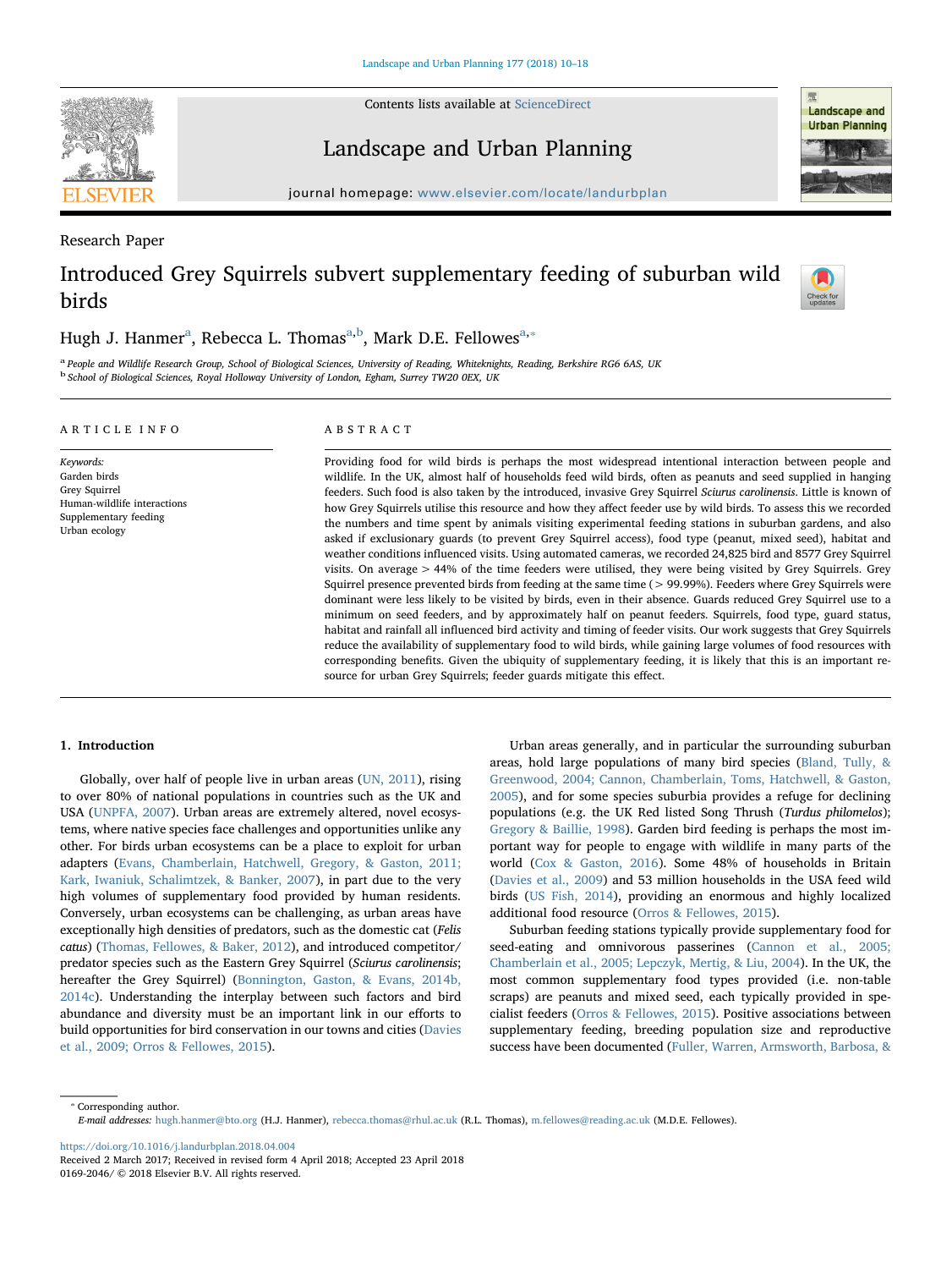Research Paper

# Introduced Grey Squirrels subvert supplementary feeding of suburban wild birds

Hugh J. Hanmer[a], Rebecca L. Thomas[a,b], Mark D.E. Fellowes[a,*]

[a] People and Wildlife Research Group, School of Biological Sciences, University of Reading, Whiteknights, Reading, Berkshire RG6 6AS, UK
[b] School of Biological Sciences, Royal Holloway University of London, Egham, Surrey TW20 0EX, UK

## ARTICLE INFO

*Keywords:*
Garden birds
Grey Squirrel
Human-wildlife interactions
Supplementary feeding
Urban ecology

## ABSTRACT

Providing food for wild birds is perhaps the most widespread intentional interaction between people and wildlife. In the UK, almost half of households feed wild birds, often as peanuts and seed supplied in hanging feeders. Such food is also taken by the introduced, invasive Grey Squirrel *Sciurus carolinensis*. Little is known of how Grey Squirrels utilise this resource and how they affect feeder use by wild birds. To assess this we recorded the numbers and time spent by animals visiting experimental feeding stations in suburban gardens, and also asked if exclusionary guards (to prevent Grey Squirrel access), food type (peanut, mixed seed), habitat and weather conditions influenced visits. Using automated cameras, we recorded 24,825 bird and 8577 Grey Squirrel visits. On average > 44% of the time feeders were utilised, they were being visited by Grey Squirrels. Grey Squirrel presence prevented birds from feeding at the same time (> 99.99%). Feeders where Grey Squirrels were dominant were less likely to be visited by birds, even in their absence. Guards reduced Grey Squirrel use to a minimum on seed feeders, and by approximately half on peanut feeders. Squirrels, food type, guard status, habitat and rainfall all influenced bird activity and timing of feeder visits. Our work suggests that Grey Squirrels reduce the availability of supplementary food to wild birds, while gaining large volumes of food resources with corresponding benefits. Given the ubiquity of supplementary feeding, it is likely that this is an important resource for urban Grey Squirrels; feeder guards mitigate this effect.

## 1. Introduction

Globally, over half of people live in urban areas (UN, 2011), rising to over 80% of national populations in countries such as the UK and USA (UNPFA, 2007). Urban areas are extremely altered, novel ecosystems, where native species face challenges and opportunities unlike any other. For birds urban ecosystems can be a place to exploit for urban adapters (Evans, Chamberlain, Hatchwell, Gregory, & Gaston, 2011; Kark, Iwaniuk, Schalimtzek, & Banker, 2007), in part due to the very high volumes of supplementary food provided by human residents. Conversely, urban ecosystems can be challenging, as urban areas have exceptionally high densities of predators, such as the domestic cat (*Felis catus*) (Thomas, Fellowes, & Baker, 2012), and introduced competitor/predator species such as the Eastern Grey Squirrel (*Sciurus carolinensis*; hereafter the Grey Squirrel) (Bonnington, Gaston, & Evans, 2014b, 2014c). Understanding the interplay between such factors and bird abundance and diversity must be an important link in our efforts to build opportunities for bird conservation in our towns and cities (Davies et al., 2009; Orros & Fellowes, 2015).

Urban areas generally, and in particular the surrounding suburban areas, hold large populations of many bird species (Bland, Tully, & Greenwood, 2004; Cannon, Chamberlain, Toms, Hatchwell, & Gaston, 2005), and for some species suburbia provides a refuge for declining populations (e.g. the UK Red listed Song Thrush (*Turdus philomelos*); Gregory & Baillie, 1998). Garden bird feeding is perhaps the most important way for people to engage with wildlife in many parts of the world (Cox & Gaston, 2016). Some 48% of households in Britain (Davies et al., 2009) and 53 million households in the USA feed wild birds (US Fish, 2014), providing an enormous and highly localized additional food resource (Orros & Fellowes, 2015).

Suburban feeding stations typically provide supplementary food for seed-eating and omnivorous passerines (Cannon et al., 2005; Chamberlain et al., 2005; Lepczyk, Mertig, & Liu, 2004). In the UK, the most common supplementary food types provided (i.e. non-table scraps) are peanuts and mixed seed, each typically provided in specialist feeders (Orros & Fellowes, 2015). Positive associations between supplementary feeding, breeding population size and reproductive success have been documented (Fuller, Warren, Armsworth, Barbosa, &

* Corresponding author.
*E-mail addresses:* hugh.hanmer@bto.org (H.J. Hanmer), rebecca.thomas@rhul.ac.uk (R.L. Thomas), m.fellowes@reading.ac.uk (M.D.E. Fellowes).

https://doi.org/10.1016/j.landurbplan.2018.04.004
Received 2 March 2017; Received in revised form 4 April 2018; Accepted 23 April 2018
0169-2046/ © 2018 Elsevier B.V. All rights reserved.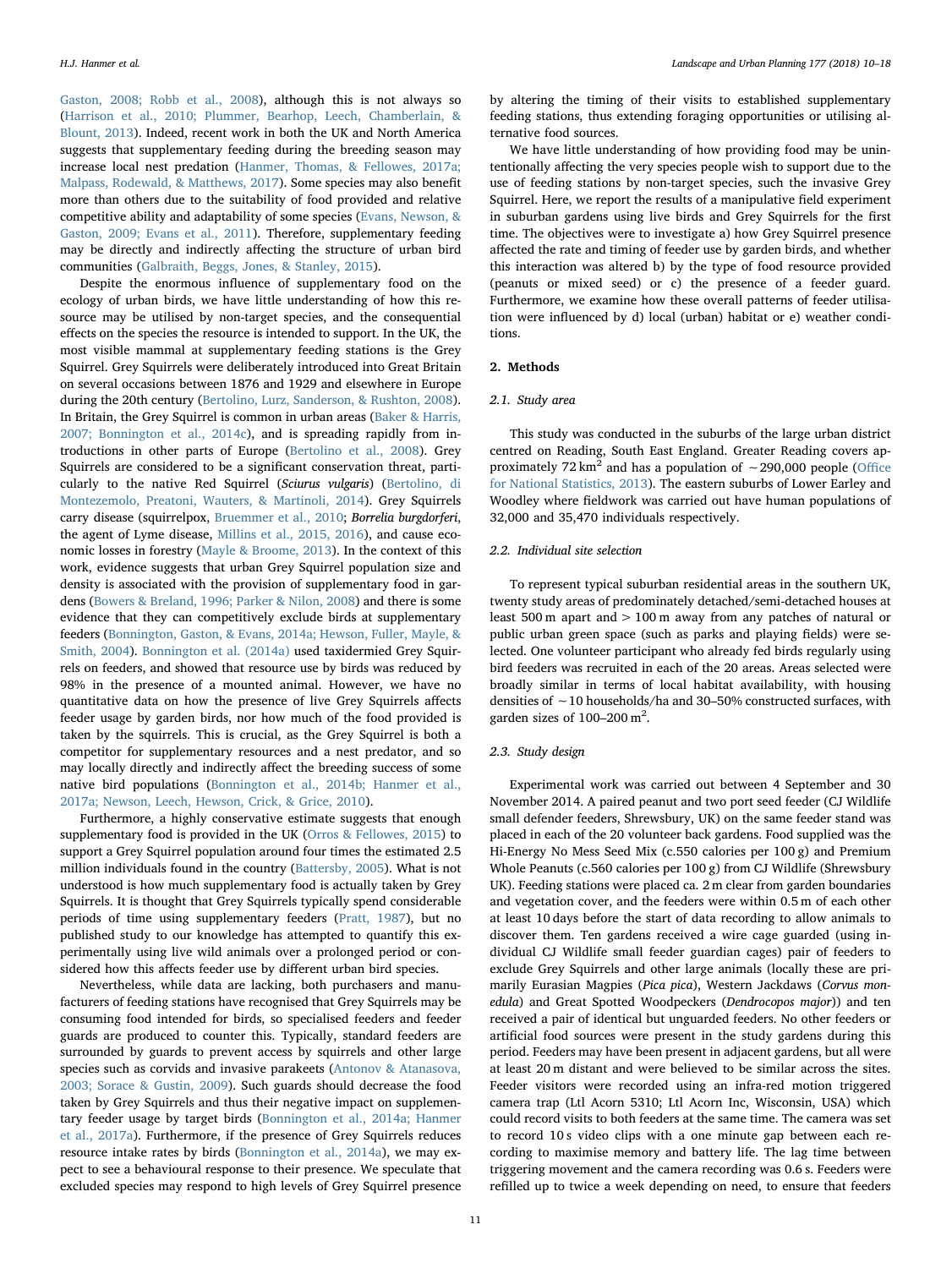Gaston, 2008; Robb et al., 2008), although this is not always so (Harrison et al., 2010; Plummer, Bearhop, Leech, Chamberlain, & Blount, 2013). Indeed, recent work in both the UK and North America suggests that supplementary feeding during the breeding season may increase local nest predation (Hanmer, Thomas, & Fellowes, 2017a; Malpass, Rodewald, & Matthews, 2017). Some species may also benefit more than others due to the suitability of food provided and relative competitive ability and adaptability of some species (Evans, Newson, & Gaston, 2009; Evans et al., 2011). Therefore, supplementary feeding may be directly and indirectly affecting the structure of urban bird communities (Galbraith, Beggs, Jones, & Stanley, 2015).

Despite the enormous influence of supplementary food on the ecology of urban birds, we have little understanding of how this resource may be utilised by non-target species, and the consequential effects on the species the resource is intended to support. In the UK, the most visible mammal at supplementary feeding stations is the Grey Squirrel. Grey Squirrels were deliberately introduced into Great Britain on several occasions between 1876 and 1929 and elsewhere in Europe during the 20th century (Bertolino, Lurz, Sanderson, & Rushton, 2008). In Britain, the Grey Squirrel is common in urban areas (Baker & Harris, 2007; Bonnington et al., 2014c), and is spreading rapidly from introductions in other parts of Europe (Bertolino et al., 2008). Grey Squirrels are considered to be a significant conservation threat, particularly to the native Red Squirrel (*Sciurus vulgaris*) (Bertolino, di Montezemolo, Preatoni, Wauters, & Martinoli, 2014). Grey Squirrels carry disease (squirrelpox, Bruemmer et al., 2010; *Borrelia burgdorferi*, the agent of Lyme disease, Millins et al., 2015, 2016), and cause economic losses in forestry (Mayle & Broome, 2013). In the context of this work, evidence suggests that urban Grey Squirrel population size and density is associated with the provision of supplementary food in gardens (Bowers & Breland, 1996; Parker & Nilon, 2008) and there is some evidence that they can competitively exclude birds at supplementary feeders (Bonnington, Gaston, & Evans, 2014a; Hewson, Fuller, Mayle, & Smith, 2004). Bonnington et al. (2014a) used taxidermied Grey Squirrels on feeders, and showed that resource use by birds was reduced by 98% in the presence of a mounted animal. However, we have no quantitative data on how the presence of live Grey Squirrels affects feeder usage by garden birds, nor how much of the food provided is taken by the squirrels. This is crucial, as the Grey Squirrel is both a competitor for supplementary resources and a nest predator, and so may locally directly and indirectly affect the breeding success of some native bird populations (Bonnington et al., 2014b; Hanmer et al., 2017a; Newson, Leech, Hewson, Crick, & Grice, 2010).

Furthermore, a highly conservative estimate suggests that enough supplementary food is provided in the UK (Orros & Fellowes, 2015) to support a Grey Squirrel population around four times the estimated 2.5 million individuals found in the country (Battersby, 2005). What is not understood is how much supplementary food is actually taken by Grey Squirrels. It is thought that Grey Squirrels typically spend considerable periods of time using supplementary feeders (Pratt, 1987), but no published study to our knowledge has attempted to quantify this experimentally using live wild animals over a prolonged period or considered how this affects feeder use by different urban bird species.

Nevertheless, while data are lacking, both purchasers and manufacturers of feeding stations have recognised that Grey Squirrels may be consuming food intended for birds, so specialised feeders and feeder guards are produced to counter this. Typically, standard feeders are surrounded by guards to prevent access by squirrels and other large species such as corvids and invasive parakeets (Antonov & Atanasova, 2003; Sorace & Gustin, 2009). Such guards should decrease the food taken by Grey Squirrels and thus their negative impact on supplementary feeder usage by target birds (Bonnington et al., 2014a; Hanmer et al., 2017a). Furthermore, if the presence of Grey Squirrels reduces resource intake rates by birds (Bonnington et al., 2014a), we may expect to see a behavioural response to their presence. We speculate that excluded species may respond to high levels of Grey Squirrel presence by altering the timing of their visits to established supplementary feeding stations, thus extending foraging opportunities or utilising alternative food sources.

We have little understanding of how providing food may be unintentionally affecting the very species people wish to support due to the use of feeding stations by non-target species, such the invasive Grey Squirrel. Here, we report the results of a manipulative field experiment in suburban gardens using live birds and Grey Squirrels for the first time. The objectives were to investigate a) how Grey Squirrel presence affected the rate and timing of feeder use by garden birds, and whether this interaction was altered by b) by the type of food resource provided (peanuts or mixed seed) or c) the presence of a feeder guard. Furthermore, we examine how these overall patterns of feeder utilisation were influenced by d) local (urban) habitat or e) weather conditions.

## 2. Methods

### 2.1. Study area

This study was conducted in the suburbs of the large urban district centred on Reading, South East England. Greater Reading covers approximately 72 $km^2$ and has a population of ~290,000 people (Office for National Statistics, 2013). The eastern suburbs of Lower Earley and Woodley where fieldwork was carried out have human populations of 32,000 and 35,470 individuals respectively.

### 2.2. Individual site selection

To represent typical suburban residential areas in the southern UK, twenty study areas of predominately detached/semi-detached houses at least 500 m apart and > 100 m away from any patches of natural or public urban green space (such as parks and playing fields) were selected. One volunteer participant who already fed birds regularly using bird feeders was recruited in each of the 20 areas. Areas selected were broadly similar in terms of local habitat availability, with housing densities of ~10 households/ha and 30–50% constructed surfaces, with garden sizes of 100–200 $m^2$.

### 2.3. Study design

Experimental work was carried out between 4 September and 30 November 2014. A paired peanut and two port seed feeder (CJ Wildlife small defender feeders, Shrewsbury, UK) on the same feeder stand was placed in each of the 20 volunteer back gardens. Food supplied was the Hi-Energy No Mess Seed Mix (c.550 calories per 100 g) and Premium Whole Peanuts (c.560 calories per 100 g) from CJ Wildlife (Shrewsbury UK). Feeding stations were placed ca. 2 m clear from garden boundaries and vegetation cover, and the feeders were within 0.5 m of each other at least 10 days before the start of data recording to allow animals to discover them. Ten gardens received a wire cage guarded (using individual CJ Wildlife small feeder guardian cages) pair of feeders to exclude Grey Squirrels and other large animals (locally these are primarily Eurasian Magpies (*Pica pica*), Western Jackdaws (*Corvus monedula*) and Great Spotted Woodpeckers (*Dendrocopos major*)) and ten received a pair of identical but unguarded feeders. No other feeders or artificial food sources were present in the study gardens during this period. Feeders may have been present in adjacent gardens, but all were at least 20 m distant and were believed to be similar across the sites. Feeder visitors were recorded using an infra-red motion triggered camera trap (Ltl Acorn 5310; Ltl Acorn Inc, Wisconsin, USA) which could record visits to both feeders at the same time. The camera was set to record 10 s video clips with a one minute gap between each recording to maximise memory and battery life. The lag time between triggering movement and the camera recording was 0.6 s. Feeders were refilled up to twice a week depending on need, to ensure that feeders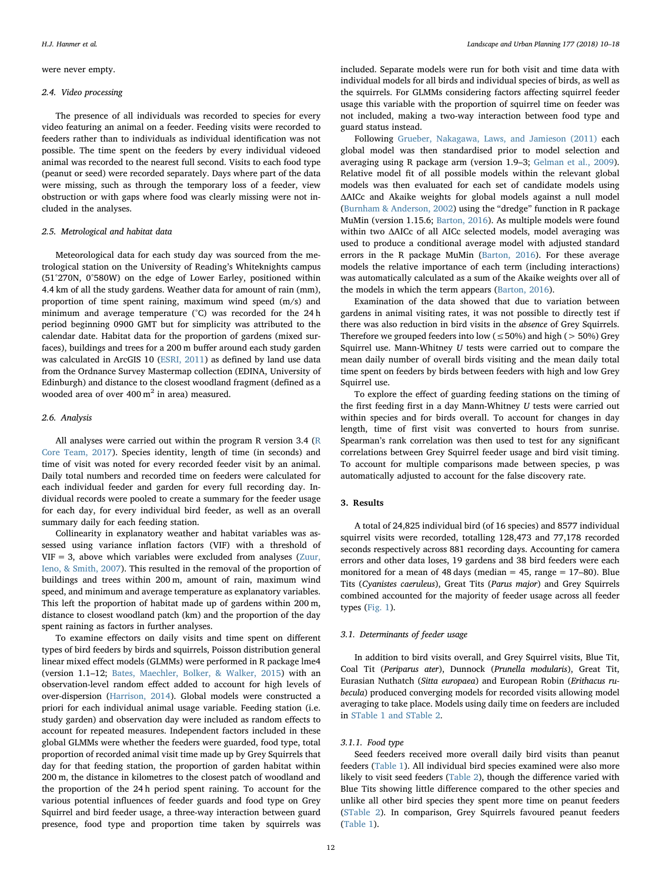were never empty.

### 2.4. Video processing

The presence of all individuals was recorded to species for every video featuring an animal on a feeder. Feeding visits were recorded to feeders rather than to individuals as individual identification was not possible. The time spent on the feeders by every individual videoed animal was recorded to the nearest full second. Visits to each food type (peanut or seed) were recorded separately. Days where part of the data were missing, such as through the temporary loss of a feeder, view obstruction or with gaps where food was clearly missing were not included in the analyses.

### 2.5. Metrological and habitat data

Meteorological data for each study day was sourced from the meteorological station on the University of Reading's Whiteknights campus (51°270N, 0°580W) on the edge of Lower Earley, positioned within 4.4 km of all the study gardens. Weather data for amount of rain (mm), proportion of time spent raining, maximum wind speed (m/s) and minimum and average temperature (°C) was recorded for the 24 h period beginning 0900 GMT but for simplicity was attributed to the calendar date. Habitat data for the proportion of gardens (mixed surfaces), buildings and trees for a 200 m buffer around each study garden was calculated in ArcGIS 10 (ESRI, 2011) as defined by land use data from the Ordnance Survey Mastermap collection (EDINA, University of Edinburgh) and distance to the closest woodland fragment (defined as a wooded area of over 400 $m^2$ in area) measured.

### 2.6. Analysis

All analyses were carried out within the program R version 3.4 (R Core Team, 2017). Species identity, length of time (in seconds) and time of visit was noted for every recorded feeder visit by an animal. Daily total numbers and recorded time on feeders were calculated for each individual feeder and garden for every full recording day. Individual records were pooled to create a summary for the feeder usage for each day, for every individual bird feeder, as well as an overall summary daily for each feeding station.

Collinearity in explanatory weather and habitat variables was assessed using variance inflation factors (VIF) with a threshold of VIF = 3, above which variables were excluded from analyses (Zuur, Ieno, & Smith, 2007). This resulted in the removal of the proportion of buildings and trees within 200 m, amount of rain, maximum wind speed, and minimum and average temperature as explanatory variables. This left the proportion of habitat made up of gardens within 200 m, distance to closest woodland patch (km) and the proportion of the day spent raining as factors in further analyses.

To examine effectors on daily visits and time spent on different types of bird feeders by birds and squirrels, Poisson distribution general linear mixed effect models (GLMMs) were performed in R package lme4 (version 1.1–12; Bates, Maechler, Bolker, & Walker, 2015) with an observation-level random effect added to account for high levels of over-dispersion (Harrison, 2014). Global models were constructed a priori for each individual animal usage variable. Feeding station (i.e. study garden) and observation day were included as random effects to account for repeated measures. Independent factors included in these global GLMMs were whether the feeders were guarded, food type, total proportion of recorded animal visit time made up by Grey Squirrels that day for that feeding station, the proportion of garden habitat within 200 m, the distance in kilometres to the closest patch of woodland and the proportion of the 24 h period spent raining. To account for the various potential influences of feeder guards and food type on Grey Squirrel and bird feeder usage, a three-way interaction between guard presence, food type and proportion time taken by squirrels was included. Separate models were run for both visit and time data with individual models for all birds and individual species of birds, as well as the squirrels. For GLMMs considering factors affecting squirrel feeder usage this variable with the proportion of squirrel time on feeder was not included, making a two-way interaction between food type and guard status instead.

Following Grueber, Nakagawa, Laws, and Jamieson (2011) each global model was then standardised prior to model selection and averaging using R package arm (version 1.9–3; Gelman et al., 2009). Relative model fit of all possible models within the relevant global models was then evaluated for each set of candidate models using ΔAICc and Akaike weights for global models against a null model (Burnham & Anderson, 2002) using the "dredge" function in R package MuMin (version 1.15.6; Barton, 2016). As multiple models were found within two ΔAICcs of all AICc selected models, model averaging was used to produce a conditional average model with adjusted standard errors in the R package MuMin (Barton, 2016). For these average models the relative importance of each term (including interactions) was automatically calculated as a sum of the Akaike weights over all of the models in which the term appears (Barton, 2016).

Examination of the data showed that due to variation between gardens in animal visiting rates, it was not possible to directly test if there was also reduction in bird visits in the *absence* of Grey Squirrels. Therefore we grouped feeders into low (≤50%) and high (> 50%) Grey Squirrel use. Mann-Whitney *U* tests were carried out to compare the mean daily number of overall birds visiting and the mean daily total time spent on feeders by birds between feeders with high and low Grey Squirrel use.

To explore the effect of guarding feeding stations on the timing of the first feeding first in a day Mann-Whitney *U* tests were carried out within species and for birds overall. To account for changes in day length, time of first visit was converted to hours from sunrise. Spearman's rank correlation was then used to test for any significant correlations between Grey Squirrel feeder usage and bird visit timing. To account for multiple comparisons made between species, p was automatically adjusted to account for the false discovery rate.

## 3. Results

A total of 24,825 individual bird (of 16 species) and 8577 individual squirrel visits were recorded, totalling 128,473 and 77,178 recorded seconds respectively across 881 recording days. Accounting for camera errors and other data loses, 19 gardens and 38 bird feeders were each monitored for a mean of 48 days (median = 45, range = 17–80). Blue Tits (*Cyanistes caeruleus*), Great Tits (*Parus major*) and Grey Squirrels combined accounted for the majority of feeder usage across all feeder types (Fig. 1).

### 3.1. Determinants of feeder usage

In addition to bird visits overall, and Grey Squirrel visits, Blue Tit, Coal Tit (*Periparus ater*), Dunnock (*Prunella modularis*), Great Tit, Eurasian Nuthatch (*Sitta europaea*) and European Robin (*Erithacus rubecula*) produced converging models for recorded visits allowing model averaging to take place. Models using daily time on feeders are included in STable 1 and STable 2.

#### 3.1.1. Food type

Seed feeders received more overall daily bird visits than peanut feeders (Table 1). All individual bird species examined were also more likely to visit seed feeders (Table 2), though the difference varied with Blue Tits showing little difference compared to the other species and unlike all other bird species they spent more time on peanut feeders (STable 2). In comparison, Grey Squirrels favoured peanut feeders (Table 1).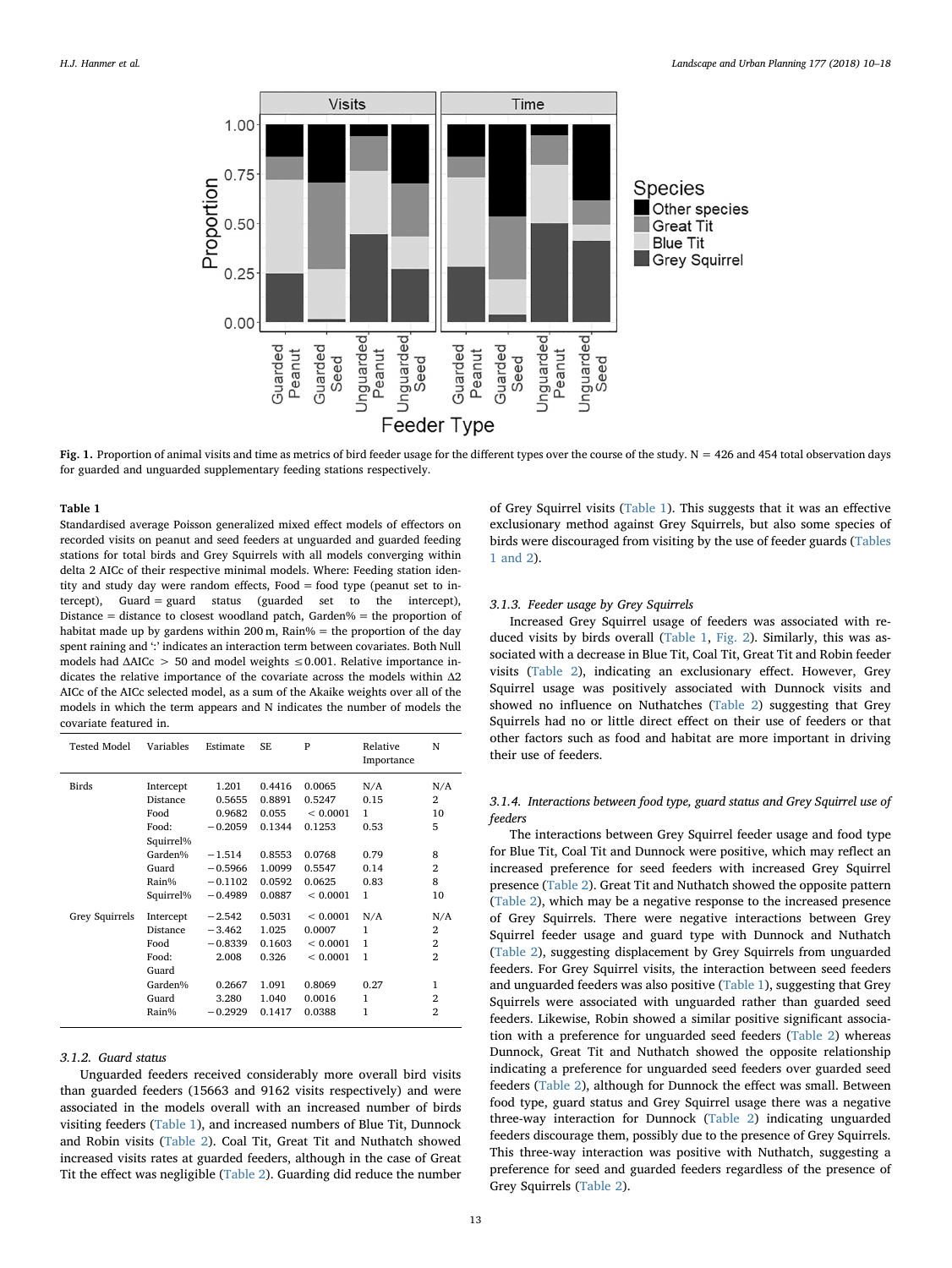**Fig. 1.** Proportion of animal visits and time as metrics of bird feeder usage for the different types over the course of the study. N = 426 and 454 total observation days for guarded and unguarded supplementary feeding stations respectively.

**Table 1**

Standardised average Poisson generalized mixed effect models of effectors on recorded visits on peanut and seed feeders at unguarded and guarded feeding stations for total birds and Grey Squirrels with all models converging within delta 2 AICc of their respective minimal models. Where: Feeding station identity and study day were random effects, Food = food type (peanut set to intercept), Guard = guard status (guarded set to the intercept), Distance = distance to closest woodland patch, Garden% = the proportion of habitat made up by gardens within 200 m, Rain% = the proportion of the day spent raining and ':' indicates an interaction term between covariates. Both Null models had ΔAICc > 50 and model weights ≤0.001. Relative importance indicates the relative importance of the covariate across the models within Δ2 AICc of the AICc selected model, as a sum of the Akaike weights over all of the models in which the term appears and N indicates the number of models the covariate featured in.

| Tested Model | Variables | Estimate | SE | P | Relative Importance | N |
|---|---|---|---|---|---|---|
| Birds | Intercept | 1.201 | 0.4416 | 0.0065 | N/A | N/A |
| | Distance | 0.5655 | 0.8891 | 0.5247 | 0.15 | 2 |
| | Food | 0.9682 | 0.055 | < 0.0001 | 1 | 10 |
| | Food: Squirrel% | −0.2059 | 0.1344 | 0.1253 | 0.53 | 5 |
| | Garden% | −1.514 | 0.8553 | 0.0768 | 0.79 | 8 |
| | Guard | −0.5966 | 1.0099 | 0.5547 | 0.14 | 2 |
| | Rain% | −0.1102 | 0.0592 | 0.0625 | 0.83 | 8 |
| | Squirrel% | −0.4989 | 0.0887 | < 0.0001 | 1 | 10 |
| Grey Squirrels | Intercept | −2.542 | 0.5031 | < 0.0001 | N/A | N/A |
| | Distance | −3.462 | 1.025 | 0.0007 | 1 | 2 |
| | Food | −0.8339 | 0.1603 | < 0.0001 | 1 | 2 |
| | Food: Guard | 2.008 | 0.326 | < 0.0001 | 1 | 2 |
| | Garden% | 0.2667 | 1.091 | 0.8069 | 0.27 | 1 |
| | Guard | 3.280 | 1.040 | 0.0016 | 1 | 2 |
| | Rain% | −0.2929 | 0.1417 | 0.0388 | 1 | 2 |

#### 3.1.2. Guard status

Unguarded feeders received considerably more overall bird visits than guarded feeders (15663 and 9162 visits respectively) and were associated in the models overall with an increased number of birds visiting feeders (Table 1), and increased numbers of Blue Tit, Dunnock and Robin visits (Table 2). Coal Tit, Great Tit and Nuthatch showed increased visits rates at guarded feeders, although in the case of Great Tit the effect was negligible (Table 2). Guarding did reduce the number of Grey Squirrel visits (Table 1). This suggests that it was an effective exclusionary method against Grey Squirrels, but also some species of birds were discouraged from visiting by the use of feeder guards (Tables 1 and 2).

#### 3.1.3. Feeder usage by Grey Squirrels

Increased Grey Squirrel usage of feeders was associated with reduced visits by birds overall (Table 1, Fig. 2). Similarly, this was associated with a decrease in Blue Tit, Coal Tit, Great Tit and Robin feeder visits (Table 2), indicating an exclusionary effect. However, Grey Squirrel usage was positively associated with Dunnock visits and showed no influence on Nuthatches (Table 2) suggesting that Grey Squirrels had no or little direct effect on their use of feeders or that other factors such as food and habitat are more important in driving their use of feeders.

#### 3.1.4. Interactions between food type, guard status and Grey Squirrel use of feeders

The interactions between Grey Squirrel feeder usage and food type for Blue Tit, Coal Tit and Dunnock were positive, which may reflect an increased preference for seed feeders with increased Grey Squirrel presence (Table 2). Great Tit and Nuthatch showed the opposite pattern (Table 2), which may be a negative response to the increased presence of Grey Squirrels. There were negative interactions between Grey Squirrel feeder usage and guard type with Dunnock and Nuthatch (Table 2), suggesting displacement by Grey Squirrels from unguarded feeders. For Grey Squirrel visits, the interaction between seed feeders and unguarded feeders was also positive (Table 1), suggesting that Grey Squirrels were associated with unguarded rather than guarded seed feeders. Likewise, Robin showed a similar positive significant association with a preference for unguarded seed feeders (Table 2) whereas Dunnock, Great Tit and Nuthatch showed the opposite relationship indicating a preference for unguarded seed feeders over guarded seed feeders (Table 2), although for Dunnock the effect was small. Between food type, guard status and Grey Squirrel usage there was a negative three-way interaction for Dunnock (Table 2) indicating unguarded feeders discourage them, possibly due to the presence of Grey Squirrels. This three-way interaction was positive with Nuthatch, suggesting a preference for seed and guarded feeders regardless of the presence of Grey Squirrels (Table 2).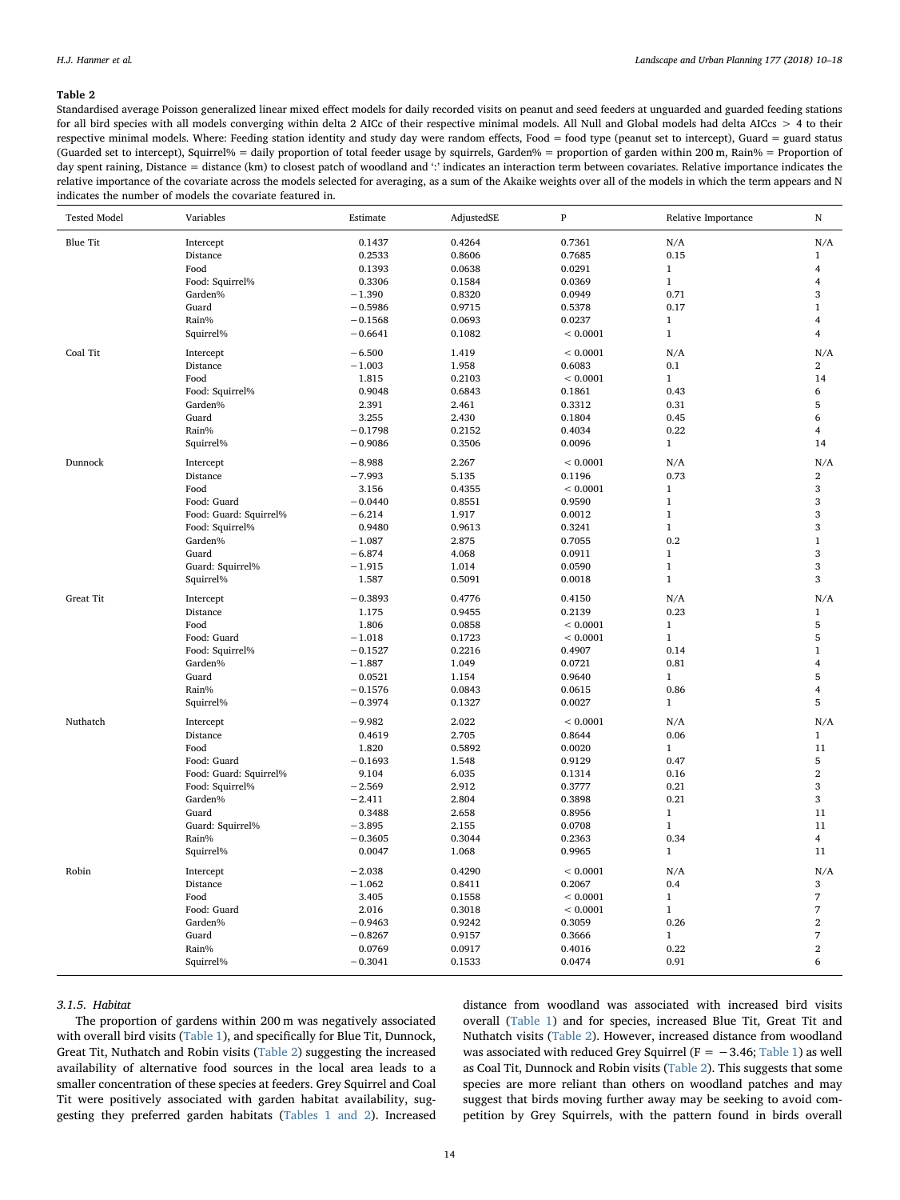**Table 2**

Standardised average Poisson generalized linear mixed effect models for daily recorded visits on peanut and seed feeders at unguarded and guarded feeding stations for all bird species with all models converging within delta 2 AICc of their respective minimal models. All Null and Global models had delta AICcs > 4 to their respective minimal models. Where: Feeding station identity and study day were random effects, Food = food type (peanut set to intercept), Guard = guard status (Guarded set to intercept), Squirrel% = daily proportion of total feeder usage by squirrels, Garden% = proportion of garden within 200 m, Rain% = Proportion of day spent raining, Distance = distance (km) to closest patch of woodland and ':' indicates an interaction term between covariates. Relative importance indicates the relative importance of the covariate across the models selected for averaging, as a sum of the Akaike weights over all of the models in which the term appears and N indicates the number of models the covariate featured in.

| Tested Model | Variables | Estimate | AdjustedSE | P | Relative Importance | N |
|---|---|---|---|---|---|---|
| Blue Tit | Intercept | 0.1437 | 0.4264 | 0.7361 | N/A | N/A |
| | Distance | 0.2533 | 0.8606 | 0.7685 | 0.15 | 1 |
| | Food | 0.1393 | 0.0638 | 0.0291 | 1 | 4 |
| | Food: Squirrel% | 0.3306 | 0.1584 | 0.0369 | 1 | 4 |
| | Garden% | −1.390 | 0.8320 | 0.0949 | 0.71 | 3 |
| | Guard | −0.5986 | 0.9715 | 0.5378 | 0.17 | 1 |
| | Rain% | −0.1568 | 0.0693 | 0.0237 | 1 | 4 |
| | Squirrel% | −0.6641 | 0.1082 | < 0.0001 | 1 | 4 |
| Coal Tit | Intercept | −6.500 | 1.419 | < 0.0001 | N/A | N/A |
| | Distance | −1.003 | 1.958 | 0.6083 | 0.1 | 2 |
| | Food | 1.815 | 0.2103 | < 0.0001 | 1 | 14 |
| | Food: Squirrel% | 0.9048 | 0.6843 | 0.1861 | 0.43 | 6 |
| | Garden% | 2.391 | 2.461 | 0.3312 | 0.31 | 5 |
| | Guard | 3.255 | 2.430 | 0.1804 | 0.45 | 6 |
| | Rain% | −0.1798 | 0.2152 | 0.4034 | 0.22 | 4 |
| | Squirrel% | −0.9086 | 0.3506 | 0.0096 | 1 | 14 |
| Dunnock | Intercept | −8.988 | 2.267 | < 0.0001 | N/A | N/A |
| | Distance | −7.993 | 5.135 | 0.1196 | 0.73 | 2 |
| | Food | 3.156 | 0.4355 | < 0.0001 | 1 | 3 |
| | Food: Guard | −0.0440 | 0.8551 | 0.9590 | 1 | 3 |
| | Food: Guard: Squirrel% | −6.214 | 1.917 | 0.0012 | 1 | 3 |
| | Food: Squirrel% | 0.9480 | 0.9613 | 0.3241 | 1 | 3 |
| | Garden% | −1.087 | 2.875 | 0.7055 | 0.2 | 1 |
| | Guard | −6.874 | 4.068 | 0.0911 | 1 | 3 |
| | Guard: Squirrel% | −1.915 | 1.014 | 0.0590 | 1 | 3 |
| | Squirrel% | 1.587 | 0.5091 | 0.0018 | 1 | 3 |
| Great Tit | Intercept | −0.3893 | 0.4776 | 0.4150 | N/A | N/A |
| | Distance | 1.175 | 0.9455 | 0.2139 | 0.23 | 1 |
| | Food | 1.806 | 0.0858 | < 0.0001 | 1 | 5 |
| | Food: Guard | −1.018 | 0.1723 | < 0.0001 | 1 | 5 |
| | Food: Squirrel% | −0.1527 | 0.2216 | 0.4907 | 0.14 | 1 |
| | Garden% | −1.887 | 1.049 | 0.0721 | 0.81 | 4 |
| | Guard | 0.0521 | 1.154 | 0.9640 | 1 | 5 |
| | Rain% | −0.1576 | 0.0843 | 0.0615 | 0.86 | 4 |
| | Squirrel% | −0.3974 | 0.1327 | 0.0027 | 1 | 5 |
| Nuthatch | Intercept | −9.982 | 2.022 | < 0.0001 | N/A | N/A |
| | Distance | 0.4619 | 2.705 | 0.8644 | 0.06 | 1 |
| | Food | 1.820 | 0.5892 | 0.0020 | 1 | 11 |
| | Food: Guard | −0.1693 | 1.548 | 0.9129 | 0.47 | 5 |
| | Food: Guard: Squirrel% | 9.104 | 6.035 | 0.1314 | 0.16 | 2 |
| | Food: Squirrel% | −2.569 | 2.912 | 0.3777 | 0.21 | 3 |
| | Garden% | −2.411 | 2.804 | 0.3898 | 0.21 | 3 |
| | Guard | 0.3488 | 2.658 | 0.8956 | 1 | 11 |
| | Guard: Squirrel% | −3.895 | 2.155 | 0.0708 | 1 | 11 |
| | Rain% | −0.3605 | 0.3044 | 0.2363 | 0.34 | 4 |
| | Squirrel% | 0.0047 | 1.068 | 0.9965 | 1 | 11 |
| Robin | Intercept | −2.038 | 0.4290 | < 0.0001 | N/A | N/A |
| | Distance | −1.062 | 0.8411 | 0.2067 | 0.4 | 3 |
| | Food | 3.405 | 0.1558 | < 0.0001 | 1 | 7 |
| | Food: Guard | 2.016 | 0.3018 | < 0.0001 | 1 | 7 |
| | Garden% | −0.9463 | 0.9242 | 0.3059 | 0.26 | 2 |
| | Guard | −0.8267 | 0.9157 | 0.3666 | 1 | 7 |
| | Rain% | 0.0769 | 0.0917 | 0.4016 | 0.22 | 2 |
| | Squirrel% | −0.3041 | 0.1533 | 0.0474 | 0.91 | 6 |

#### 3.1.5. Habitat

The proportion of gardens within 200 m was negatively associated with overall bird visits (Table 1), and specifically for Blue Tit, Dunnock, Great Tit, Nuthatch and Robin visits (Table 2) suggesting the increased availability of alternative food sources in the local area leads to a smaller concentration of these species at feeders. Grey Squirrel and Coal Tit were positively associated with garden habitat availability, suggesting they preferred garden habitats (Tables 1 and 2). Increased distance from woodland was associated with increased bird visits overall (Table 1) and for species, increased Blue Tit, Great Tit and Nuthatch visits (Table 2). However, increased distance from woodland was associated with reduced Grey Squirrel ($F = -3.46$; Table 1) as well as Coal Tit, Dunnock and Robin visits (Table 2). This suggests that some species are more reliant than others on woodland patches and may suggest that birds moving further away may be seeking to avoid competition by Grey Squirrels, with the pattern found in birds overall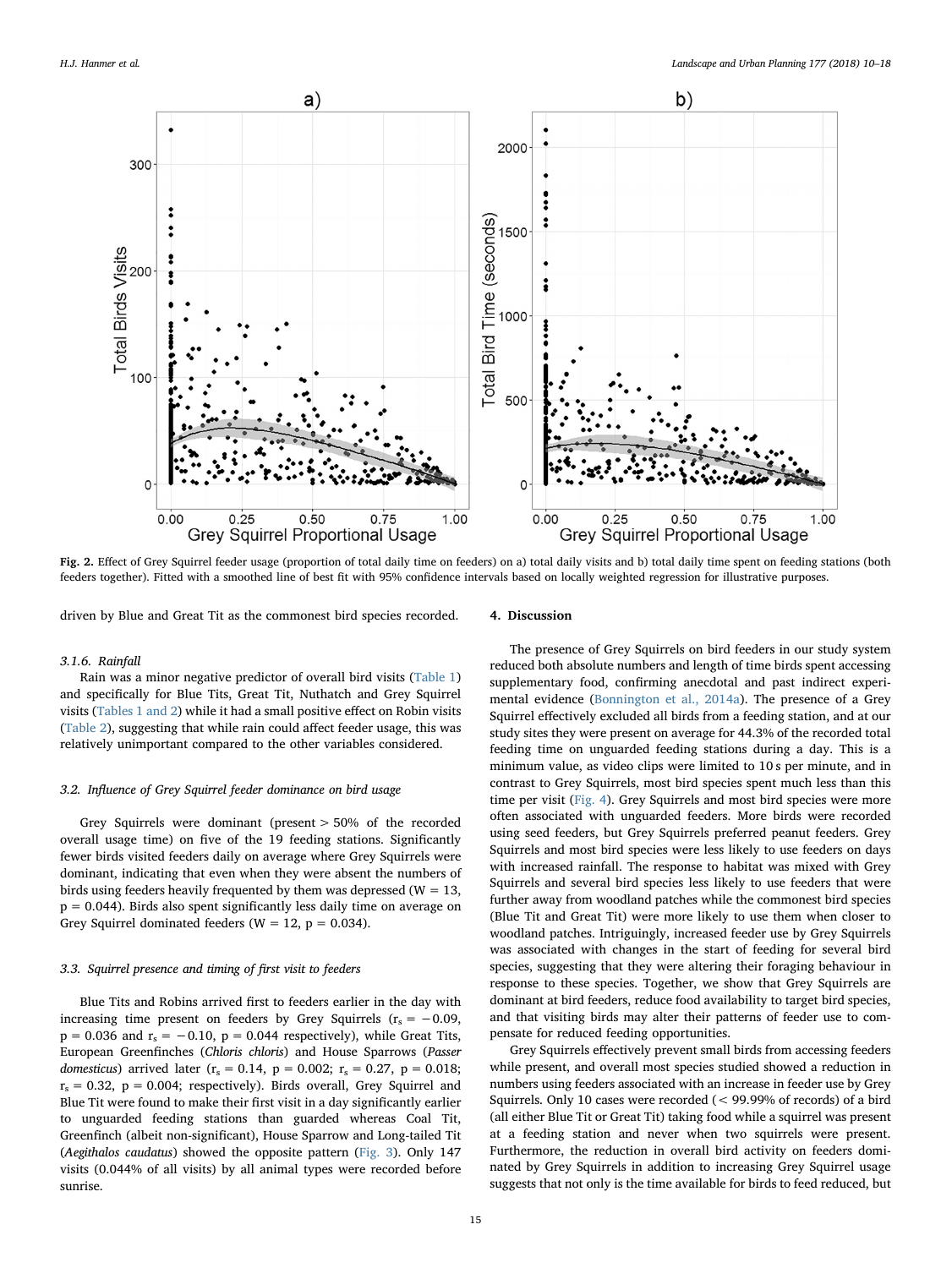a)

Total Birds Visits

300
200
100
0

0.00 0.25 0.50 0.75 1.00

Grey Squirrel Proportional Usage

b)

Total Bird Time (seconds)

2000
1500
1000
500
0

0.00 0.25 0.50 0.75 1.00

Grey Squirrel Proportional Usage

**Fig. 2.** Effect of Grey Squirrel feeder usage (proportion of total daily time on feeders) on a) total daily visits and b) total daily time spent on feeding stations (both feeders together). Fitted with a smoothed line of best fit with 95% confidence intervals based on locally weighted regression for illustrative purposes.

driven by Blue and Great Tit as the commonest bird species recorded.

#### 3.1.6. Rainfall

Rain was a minor negative predictor of overall bird visits (Table 1) and specifically for Blue Tits, Great Tit, Nuthatch and Grey Squirrel visits (Tables 1 and 2) while it had a small positive effect on Robin visits (Table 2), suggesting that while rain could affect feeder usage, this was relatively unimportant compared to the other variables considered.

### 3.2. Influence of Grey Squirrel feeder dominance on bird usage

Grey Squirrels were dominant (present > 50% of the recorded overall usage time) on five of the 19 feeding stations. Significantly fewer birds visited feeders daily on average where Grey Squirrels were dominant, indicating that even when they were absent the numbers of birds using feeders heavily frequented by them was depressed ($W = 13$, $p = 0.044$). Birds also spent significantly less daily time on average on Grey Squirrel dominated feeders ($W = 12$, $p = 0.034$).

### 3.3. Squirrel presence and timing of first visit to feeders

Blue Tits and Robins arrived first to feeders earlier in the day with increasing time present on feeders by Grey Squirrels ($r_s = -0.09$, $p = 0.036$ and $r_s = -0.10$, $p = 0.044$ respectively), while Great Tits, European Greenfinches (*Chloris chloris*) and House Sparrows (*Passer domesticus*) arrived later ($r_s = 0.14$, $p = 0.002$; $r_s = 0.27$, $p = 0.018$; $r_s = 0.32$, $p = 0.004$; respectively). Birds overall, Grey Squirrel and Blue Tit were found to make their first visit in a day significantly earlier to unguarded feeding stations than guarded whereas Coal Tit, Greenfinch (albeit non-significant), House Sparrow and Long-tailed Tit (*Aegithalos caudatus*) showed the opposite pattern (Fig. 3). Only 147 visits (0.044% of all visits) by all animal types were recorded before sunrise.

## 4. Discussion

The presence of Grey Squirrels on bird feeders in our study system reduced both absolute numbers and length of time birds spent accessing supplementary food, confirming anecdotal and past indirect experimental evidence (Bonnington et al., 2014a). The presence of a Grey Squirrel effectively excluded all birds from a feeding station, and at our study sites they were present on average for 44.3% of the recorded total feeding time on unguarded feeding stations during a day. This is a minimum value, as video clips were limited to 10 s per minute, and in contrast to Grey Squirrels, most bird species spent much less than this time per visit (Fig. 4). Grey Squirrels and most bird species were more often associated with unguarded feeders. More birds were recorded using seed feeders, but Grey Squirrels preferred peanut feeders. Grey Squirrels and most bird species were less likely to use feeders on days with increased rainfall. The response to habitat was mixed with Grey Squirrels and several bird species less likely to use feeders that were further away from woodland patches while the commonest bird species (Blue Tit and Great Tit) were more likely to use them when closer to woodland patches. Intriguingly, increased feeder use by Grey Squirrels was associated with changes in the start of feeding for several bird species, suggesting that they were altering their foraging behaviour in response to these species. Together, we show that Grey Squirrels are dominant at bird feeders, reduce food availability to target bird species, and that visiting birds may alter their patterns of feeder use to compensate for reduced feeding opportunities.

Grey Squirrels effectively prevent small birds from accessing feeders while present, and overall most species studied showed a reduction in numbers using feeders associated with an increase in feeder use by Grey Squirrels. Only 10 cases were recorded (< 99.99% of records) of a bird (all either Blue Tit or Great Tit) taking food while a squirrel was present at a feeding station and never when two squirrels were present. Furthermore, the reduction in overall bird activity on feeders dominated by Grey Squirrels in addition to increasing Grey Squirrel usage suggests that not only is the time available for birds to feed reduced, but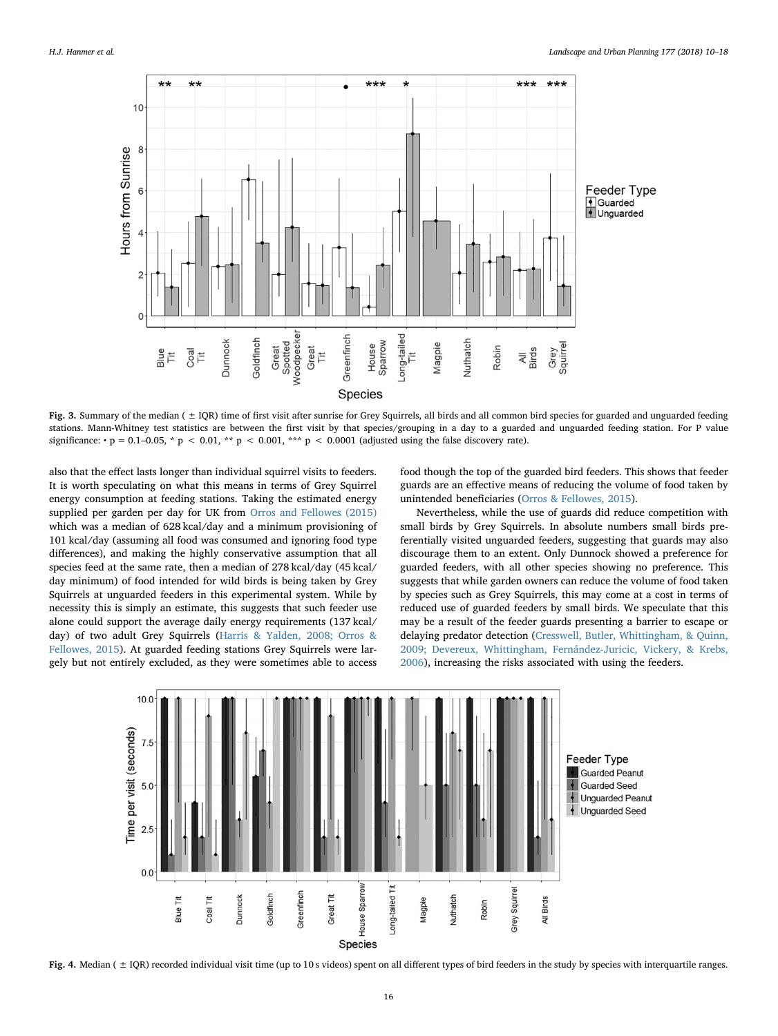**Fig. 3.** Summary of the median ( ± IQR) time of first visit after sunrise for Grey Squirrels, all birds and all common bird species for guarded and unguarded feeding stations. Mann-Whitney test statistics are between the first visit by that species/grouping in a day to a guarded and unguarded feeding station. For P value significance: • p = 0.1–0.05, * p < 0.01, ** p < 0.001, *** p < 0.0001 (adjusted using the false discovery rate).

also that the effect lasts longer than individual squirrel visits to feeders. It is worth speculating on what this means in terms of Grey Squirrel energy consumption at feeding stations. Taking the estimated energy supplied per garden per day for UK from Orros and Fellowes (2015) which was a median of 628 kcal/day and a minimum provisioning of 101 kcal/day (assuming all food was consumed and ignoring food type differences), and making the highly conservative assumption that all species feed at the same rate, then a median of 278 kcal/day (45 kcal/day minimum) of food intended for wild birds is being taken by Grey Squirrels at unguarded feeders in this experimental system. While by necessity this is simply an estimate, this suggests that such feeder use alone could support the average daily energy requirements (137 kcal/day) of two adult Grey Squirrels (Harris & Yalden, 2008; Orros & Fellowes, 2015). At guarded feeding stations Grey Squirrels were largely but not entirely excluded, as they were sometimes able to access food though the top of the guarded bird feeders. This shows that feeder guards are an effective means of reducing the volume of food taken by unintended beneficiaries (Orros & Fellowes, 2015).

Nevertheless, while the use of guards did reduce competition with small birds by Grey Squirrels. In absolute numbers small birds preferentially visited unguarded feeders, suggesting that guards may also discourage them to an extent. Only Dunnock showed a preference for guarded feeders, with all other species showing no preference. This suggests that while garden owners can reduce the volume of food taken by species such as Grey Squirrels, this may come at a cost in terms of reduced use of guarded feeders by small birds. We speculate that this may be a result of the feeder guards presenting a barrier to escape or delaying predator detection (Cresswell, Butler, Whittingham, & Quinn, 2009; Devereux, Whittingham, Fernández-Juricic, Vickery, & Krebs, 2006), increasing the risks associated with using the feeders.

**Fig. 4.** Median ( ± IQR) recorded individual visit time (up to 10 s videos) spent on all different types of bird feeders in the study by species with interquartile ranges.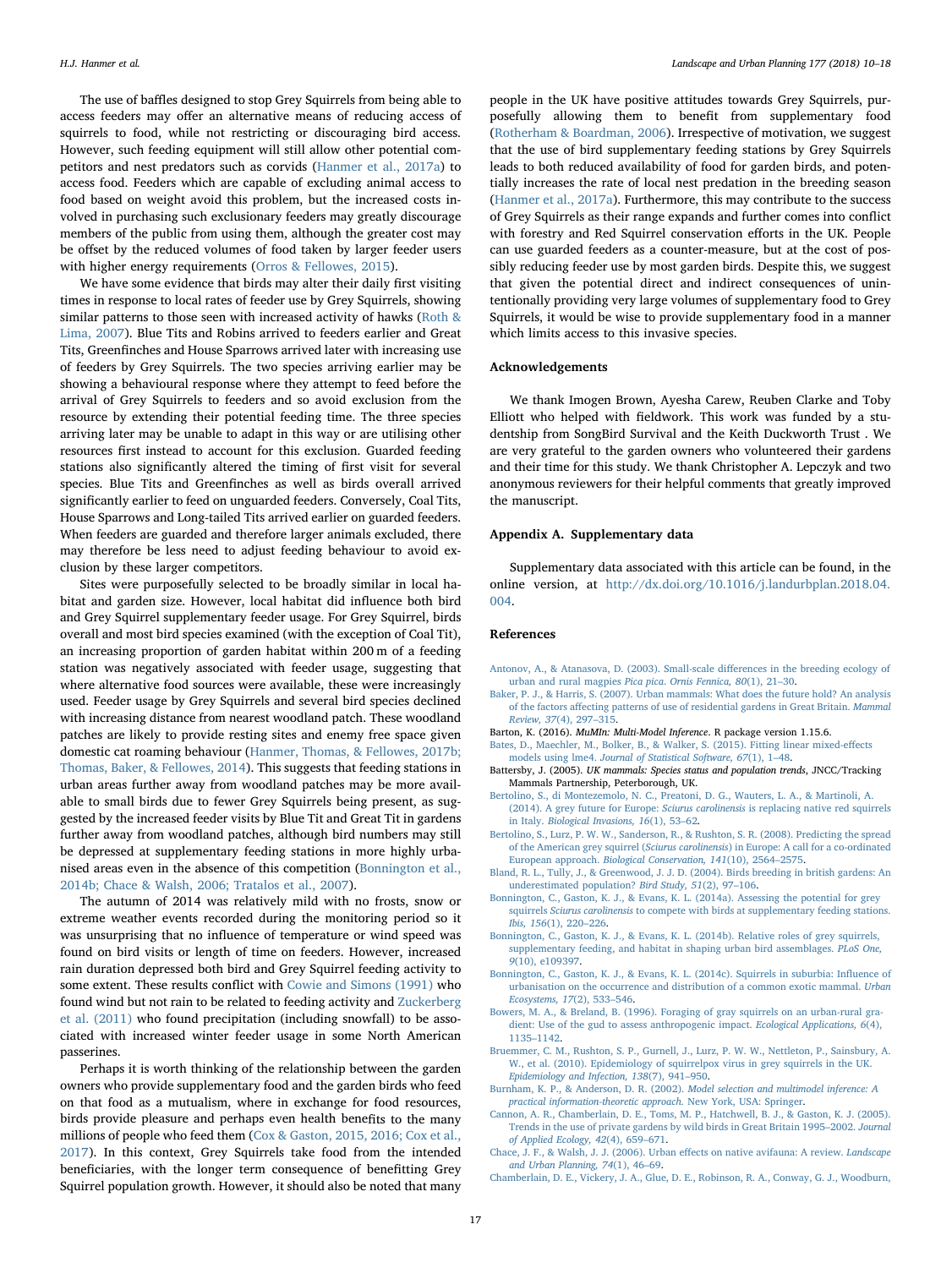The use of baffles designed to stop Grey Squirrels from being able to access feeders may offer an alternative means of reducing access of squirrels to food, while not restricting or discouraging bird access. However, such feeding equipment will still allow other potential competitors and nest predators such as corvids (Hanmer et al., 2017a) to access food. Feeders which are capable of excluding animal access to food based on weight avoid this problem, but the increased costs involved in purchasing such exclusionary feeders may greatly discourage members of the public from using them, although the greater cost may be offset by the reduced volumes of food taken by larger feeder users with higher energy requirements (Orros & Fellowes, 2015).

We have some evidence that birds may alter their daily first visiting times in response to local rates of feeder use by Grey Squirrels, showing similar patterns to those seen with increased activity of hawks (Roth & Lima, 2007). Blue Tits and Robins arrived to feeders earlier and Great Tits, Greenfinches and House Sparrows arrived later with increasing use of feeders by Grey Squirrels. The two species arriving earlier may be showing a behavioural response where they attempt to feed before the arrival of Grey Squirrels to feeders and so avoid exclusion from the resource by extending their potential feeding time. The three species arriving later may be unable to adapt in this way or are utilising other resources first instead to account for this exclusion. Guarded feeding stations also significantly altered the timing of first visit for several species. Blue Tits and Greenfinches as well as birds overall arrived significantly earlier to feed on unguarded feeders. Conversely, Coal Tits, House Sparrows and Long-tailed Tits arrived earlier on guarded feeders. When feeders are guarded and therefore larger animals excluded, there may therefore be less need to adjust feeding behaviour to avoid exclusion by these larger competitors.

Sites were purposefully selected to be broadly similar in local habitat and garden size. However, local habitat did influence both bird and Grey Squirrel supplementary feeder usage. For Grey Squirrel, birds overall and most bird species examined (with the exception of Coal Tit), an increasing proportion of garden habitat within 200 m of a feeding station was negatively associated with feeder usage, suggesting that where alternative food sources were available, these were increasingly used. Feeder usage by Grey Squirrels and several bird species declined with increasing distance from nearest woodland patch. These woodland patches are likely to provide resting sites and enemy free space given domestic cat roaming behaviour (Hanmer, Thomas, & Fellowes, 2017b; Thomas, Baker, & Fellowes, 2014). This suggests that feeding stations in urban areas further away from woodland patches may be more available to small birds due to fewer Grey Squirrels being present, as suggested by the increased feeder visits by Blue Tit and Great Tit in gardens further away from woodland patches, although bird numbers may still be depressed at supplementary feeding stations in more highly urbanised areas even in the absence of this competition (Bonnington et al., 2014b; Chace & Walsh, 2006; Tratalos et al., 2007).

The autumn of 2014 was relatively mild with no frosts, snow or extreme weather events recorded during the monitoring period so it was unsurprising that no influence of temperature or wind speed was found on bird visits or length of time on feeders. However, increased rain duration depressed both bird and Grey Squirrel feeding activity to some extent. These results conflict with Cowie and Simons (1991) who found wind but not rain to be related to feeding activity and Zuckerberg et al. (2011) who found precipitation (including snowfall) to be associated with increased winter feeder usage in some North American passerines.

Perhaps it is worth thinking of the relationship between the garden owners who provide supplementary food and the garden birds who feed on that food as a mutualism, where in exchange for food resources, birds provide pleasure and perhaps even health benefits to the many millions of people who feed them (Cox & Gaston, 2015, 2016; Cox et al., 2017). In this context, Grey Squirrels take food from the intended beneficiaries, with the longer term consequence of benefitting Grey Squirrel population growth. However, it should also be noted that many people in the UK have positive attitudes towards Grey Squirrels, purposefully allowing them to benefit from supplementary food (Rotherham & Boardman, 2006). Irrespective of motivation, we suggest that the use of bird supplementary feeding stations by Grey Squirrels leads to both reduced availability of food for garden birds, and potentially increases the rate of local nest predation in the breeding season (Hanmer et al., 2017a). Furthermore, this may contribute to the success of Grey Squirrels as their range expands and further comes into conflict with forestry and Red Squirrel conservation efforts in the UK. People can use guarded feeders as a counter-measure, but at the cost of possibly reducing feeder use by most garden birds. Despite this, we suggest that given the potential direct and indirect consequences of unintentionally providing very large volumes of supplementary food to Grey Squirrels, it would be wise to provide supplementary food in a manner which limits access to this invasive species.

## Acknowledgements

We thank Imogen Brown, Ayesha Carew, Reuben Clarke and Toby Elliott who helped with fieldwork. This work was funded by a studentship from SongBird Survival and the Keith Duckworth Trust . We are very grateful to the garden owners who volunteered their gardens and their time for this study. We thank Christopher A. Lepczyk and two anonymous reviewers for their helpful comments that greatly improved the manuscript.

## Appendix A. Supplementary data

Supplementary data associated with this article can be found, in the online version, at http://dx.doi.org/10.1016/j.landurbplan.2018.04.004.

## References

Antonov, A., & Atanasova, D. (2003). Small-scale differences in the breeding ecology of urban and rural magpies *Pica pica*. *Ornis Fennica, 80*(1), 21–30.

Baker, P. J., & Harris, S. (2007). Urban mammals: What does the future hold? An analysis of the factors affecting patterns of use of residential gardens in Great Britain. *Mammal Review, 37*(4), 297–315.

Barton, K. (2016). *MuMIn: Multi-Model Inference*. R package version 1.15.6.

Bates, D., Maechler, M., Bolker, B., & Walker, S. (2015). Fitting linear mixed-effects models using lme4. *Journal of Statistical Software, 67*(1), 1–48.

Battersby, J. (2005). *UK mammals: Species status and population trends*, JNCC/Tracking Mammals Partnership, Peterborough, UK.

Bertolino, S., di Montezemolo, N. C., Preatoni, D. G., Wauters, L. A., & Martinoli, A. (2014). A grey future for Europe: *Sciurus carolinensis* is replacing native red squirrels in Italy. *Biological Invasions, 16*(1), 53–62.

Bertolino, S., Lurz, P. W. W., Sanderson, R., & Rushton, S. R. (2008). Predicting the spread of the American grey squirrel (*Sciurus carolinensis*) in Europe: A call for a co-ordinated European approach. *Biological Conservation, 141*(10), 2564–2575.

Bland, R. L., Tully, J., & Greenwood, J. J. D. (2004). Birds breeding in british gardens: An underestimated population? *Bird Study, 51*(2), 97–106.

Bonnington, C., Gaston, K. J., & Evans, K. L. (2014a). Assessing the potential for grey squirrels *Sciurus carolinensis* to compete with birds at supplementary feeding stations. *Ibis, 156*(1), 220–226.

Bonnington, C., Gaston, K. J., & Evans, K. L. (2014b). Relative roles of grey squirrels, supplementary feeding, and habitat in shaping urban bird assemblages. *PLoS One, 9*(10), e109397.

Bonnington, C., Gaston, K. J., & Evans, K. L. (2014c). Squirrels in suburbia: Influence of urbanisation on the occurrence and distribution of a common exotic mammal. *Urban Ecosystems, 17*(2), 533–546.

Bowers, M. A., & Breland, B. (1996). Foraging of gray squirrels on an urban-rural gradient: Use of the gud to assess anthropogenic impact. *Ecological Applications, 6*(4), 1135–1142.

Bruemmer, C. M., Rushton, S. P., Gurnell, J., Lurz, P. W. W., Nettleton, P., Sainsbury, A. W., et al. (2010). Epidemiology of squirrelpox virus in grey squirrels in the UK. *Epidemiology and Infection, 138*(7), 941–950.

Burnham, K. P., & Anderson, D. R. (2002). *Model selection and multimodel inference: A practical information-theoretic approach.* New York, USA: Springer.

Cannon, A. R., Chamberlain, D. E., Toms, M. P., Hatchwell, B. J., & Gaston, K. J. (2005). Trends in the use of private gardens by wild birds in Great Britain 1995–2002. *Journal of Applied Ecology, 42*(4), 659–671.

Chace, J. F., & Walsh, J. J. (2006). Urban effects on native avifauna: A review. *Landscape and Urban Planning, 74*(1), 46–69.

Chamberlain, D. E., Vickery, J. A., Glue, D. E., Robinson, R. A., Conway, G. J., Woodburn,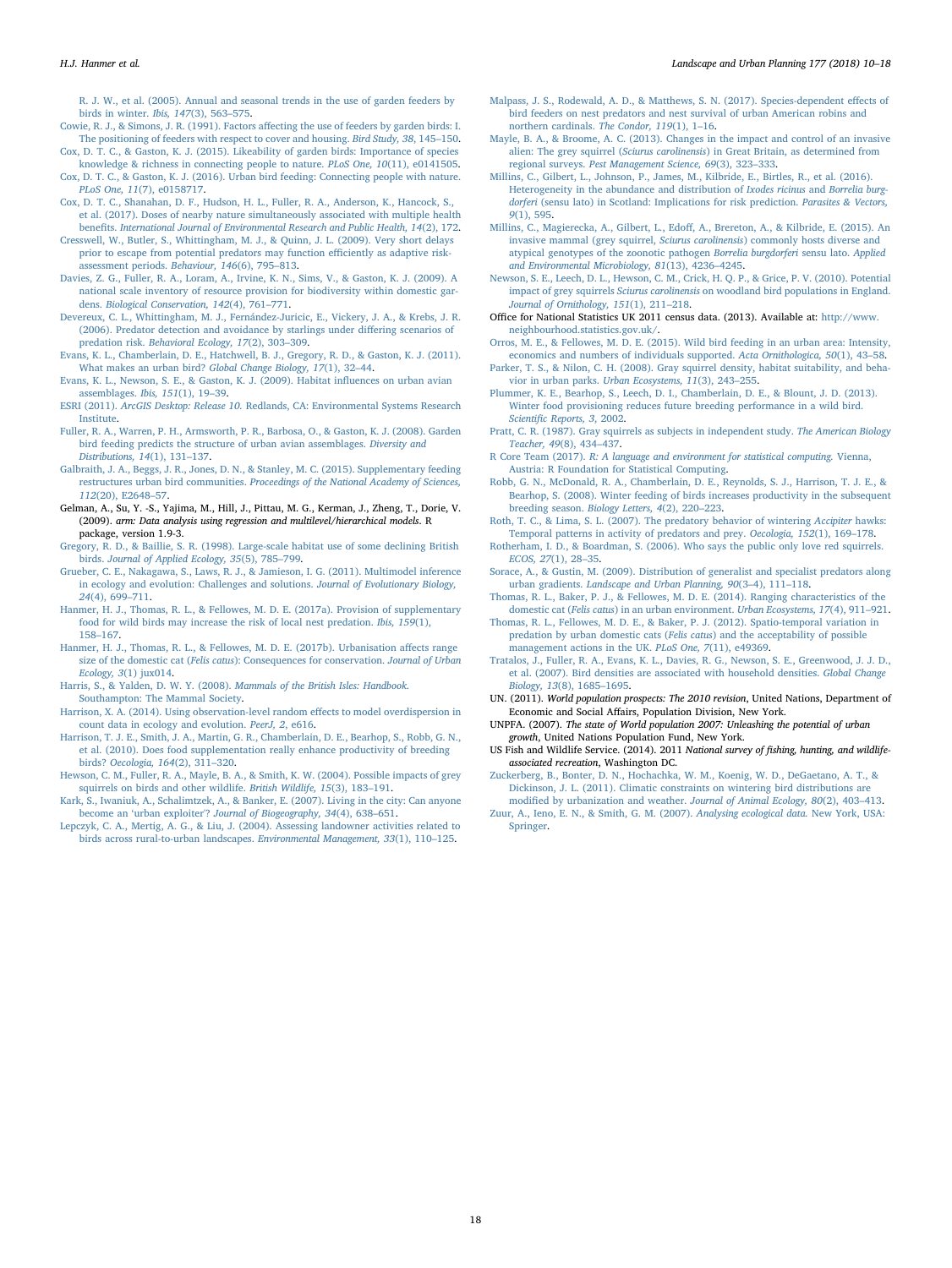R. J. W., et al. (2005). Annual and seasonal trends in the use of garden feeders by birds in winter. *Ibis, 147*(3), 563–575.

Cowie, R. J., & Simons, J. R. (1991). Factors affecting the use of feeders by garden birds: I. The positioning of feeders with respect to cover and housing. *Bird Study, 38*, 145–150.

Cox, D. T. C., & Gaston, K. J. (2015). Likeability of garden birds: Importance of species knowledge & richness in connecting people to nature. *PLoS One, 10*(11), e0141505.

Cox, D. T. C., & Gaston, K. J. (2016). Urban bird feeding: Connecting people with nature. *PLoS One, 11*(7), e0158717.

Cox, D. T. C., Shanahan, D. F., Hudson, H. L., Fuller, R. A., Anderson, K., Hancock, S., et al. (2017). Doses of nearby nature simultaneously associated with multiple health benefits. *International Journal of Environmental Research and Public Health, 14*(2), 172.

Cresswell, W., Butler, S., Whittingham, M. J., & Quinn, J. L. (2009). Very short delays prior to escape from potential predators may function efficiently as adaptive risk-assessment periods. *Behaviour, 146*(6), 795–813.

Davies, Z. G., Fuller, R. A., Loram, A., Irvine, K. N., Sims, V., & Gaston, K. J. (2009). A national scale inventory of resource provision for biodiversity within domestic gardens. *Biological Conservation, 142*(4), 761–771.

Devereux, C. L., Whittingham, M. J., Fernández-Juricic, E., Vickery, J. A., & Krebs, J. R. (2006). Predator detection and avoidance by starlings under differing scenarios of predation risk. *Behavioral Ecology, 17*(2), 303–309.

Evans, K. L., Chamberlain, D. E., Hatchwell, B. J., Gregory, R. D., & Gaston, K. J. (2011). What makes an urban bird? *Global Change Biology, 17*(1), 32–44.

Evans, K. L., Newson, S. E., & Gaston, K. J. (2009). Habitat influences on urban avian assemblages. *Ibis, 151*(1), 19–39.

ESRI (2011). *ArcGIS Desktop: Release 10.* Redlands, CA: Environmental Systems Research Institute.

Fuller, R. A., Warren, P. H., Armsworth, P. R., Barbosa, O., & Gaston, K. J. (2008). Garden bird feeding predicts the structure of urban avian assemblages. *Diversity and Distributions, 14*(1), 131–137.

Galbraith, J. A., Beggs, J. R., Jones, D. N., & Stanley, M. C. (2015). Supplementary feeding restructures urban bird communities. *Proceedings of the National Academy of Sciences, 112*(20), E2648–57.

Gelman, A., Su, Y. -S., Yajima, M., Hill, J., Pittau, M. G., Kerman, J., Zheng, T., Dorie, V. (2009). *arm: Data analysis using regression and multilevel/hierarchical models.* R package, version 1.9-3.

Gregory, R. D., & Baillie, S. R. (1998). Large-scale habitat use of some declining British birds. *Journal of Applied Ecology, 35*(5), 785–799.

Grueber, C. E., Nakagawa, S., Laws, R. J., & Jamieson, I. G. (2011). Multimodel inference in ecology and evolution: Challenges and solutions. *Journal of Evolutionary Biology, 24*(4), 699–711.

Hanmer, H. J., Thomas, R. L., & Fellowes, M. D. E. (2017a). Provision of supplementary food for wild birds may increase the risk of local nest predation. *Ibis, 159*(1), 158–167.

Hanmer, H. J., Thomas, R. L., & Fellowes, M. D. E. (2017b). Urbanisation affects range size of the domestic cat (*Felis catus*): Consequences for conservation. *Journal of Urban Ecology, 3*(1) jux014.

Harris, S., & Yalden, D. W. Y. (2008). *Mammals of the British Isles: Handbook.* Southampton: The Mammal Society.

Harrison, X. A. (2014). Using observation-level random effects to model overdispersion in count data in ecology and evolution. *PeerJ, 2*, e616.

Harrison, T. J. E., Smith, J. A., Martin, G. R., Chamberlain, D. E., Bearhop, S., Robb, G. N., et al. (2010). Does food supplementation really enhance productivity of breeding birds? *Oecologia, 164*(2), 311–320.

Hewson, C. M., Fuller, R. A., Mayle, B. A., & Smith, K. W. (2004). Possible impacts of grey squirrels on birds and other wildlife. *British Wildlife, 15*(3), 183–191.

Kark, S., Iwaniuk, A., Schalimtzek, A., & Banker, E. (2007). Living in the city: Can anyone become an 'urban exploiter'? *Journal of Biogeography, 34*(4), 638–651.

Lepczyk, C. A., Mertig, A. G., & Liu, J. (2004). Assessing landowner activities related to birds across rural-to-urban landscapes. *Environmental Management, 33*(1), 110–125.

Malpass, J. S., Rodewald, A. D., & Matthews, S. N. (2017). Species-dependent effects of bird feeders on nest predators and nest survival of urban American robins and northern cardinals. *The Condor, 119*(1), 1–16.

Mayle, B. A., & Broome, A. C. (2013). Changes in the impact and control of an invasive alien: The grey squirrel (*Sciurus carolinensis*) in Great Britain, as determined from regional surveys. *Pest Management Science, 69*(3), 323–333.

Millins, C., Gilbert, L., Johnson, P., James, M., Kilbride, E., Birtles, R., et al. (2016). Heterogeneity in the abundance and distribution of *Ixodes ricinus* and *Borrelia burgdorferi* (sensu lato) in Scotland: Implications for risk prediction. *Parasites & Vectors, 9*(1), 595.

Millins, C., Magierecka, A., Gilbert, L., Edoff, A., Brereton, A., & Kilbride, E. (2015). An invasive mammal (grey squirrel, *Sciurus carolinensis*) commonly hosts diverse and atypical genotypes of the zoonotic pathogen *Borrelia burgdorferi* sensu lato. *Applied and Environmental Microbiology, 81*(13), 4236–4245.

Newson, S. E., Leech, D. L., Hewson, C. M., Crick, H. Q. P., & Grice, P. V. (2010). Potential impact of grey squirrels *Sciurus carolinensis* on woodland bird populations in England. *Journal of Ornithology, 151*(1), 211–218.

Office for National Statistics UK 2011 census data. (2013). Available at: http://www.neighbourhood.statistics.gov.uk/.

Orros, M. E., & Fellowes, M. D. E. (2015). Wild bird feeding in an urban area: Intensity, economics and numbers of individuals supported. *Acta Ornithologica, 50*(1), 43–58.

Parker, T. S., & Nilon, C. H. (2008). Gray squirrel density, habitat suitability, and behavior in urban parks. *Urban Ecosystems, 11*(3), 243–255.

Plummer, K. E., Bearhop, S., Leech, D. I., Chamberlain, D. E., & Blount, J. D. (2013). Winter food provisioning reduces future breeding performance in a wild bird. *Scientific Reports, 3*, 2002.

Pratt, C. R. (1987). Gray squirrels as subjects in independent study. *The American Biology Teacher, 49*(8), 434–437.

R Core Team (2017). *R: A language and environment for statistical computing.* Vienna, Austria: R Foundation for Statistical Computing.

Robb, G. N., McDonald, R. A., Chamberlain, D. E., Reynolds, S. J., Harrison, T. J. E., & Bearhop, S. (2008). Winter feeding of birds increases productivity in the subsequent breeding season. *Biology Letters, 4*(2), 220–223.

Roth, T. C., & Lima, S. L. (2007). The predatory behavior of wintering *Accipiter* hawks: Temporal patterns in activity of predators and prey. *Oecologia, 152*(1), 169–178.

Rotherham, I. D., & Boardman, S. (2006). Who says the public only love red squirrels. *ECOS, 27*(1), 28–35.

Sorace, A., & Gustin, M. (2009). Distribution of generalist and specialist predators along urban gradients. *Landscape and Urban Planning, 90*(3–4), 111–118.

Thomas, R. L., Baker, P. J., & Fellowes, M. D. E. (2014). Ranging characteristics of the domestic cat (*Felis catus*) in an urban environment. *Urban Ecosystems, 17*(4), 911–921.

Thomas, R. L., Fellowes, M. D. E., & Baker, P. J. (2012). Spatio-temporal variation in predation by urban domestic cats (*Felis catus*) and the acceptability of possible management actions in the UK. *PLoS One, 7*(11), e49369.

Tratalos, J., Fuller, R. A., Evans, K. L., Davies, R. G., Newson, S. E., Greenwood, J. J. D., et al. (2007). Bird densities are associated with household densities. *Global Change Biology, 13*(8), 1685–1695.

UN. (2011). *World population prospects: The 2010 revision*, United Nations, Department of Economic and Social Affairs, Population Division, New York.

UNPFA. (2007). *The state of World population 2007: Unleashing the potential of urban growth*, United Nations Population Fund, New York.

US Fish and Wildlife Service. (2014). 2011 *National survey of fishing, hunting, and wildlife-associated recreation*, Washington DC.

Zuckerberg, B., Bonter, D. N., Hochachka, W. M., Koenig, W. D., DeGaetano, A. T., & Dickinson, J. L. (2011). Climatic constraints on wintering bird distributions are modified by urbanization and weather. *Journal of Animal Ecology, 80*(2), 403–413.

Zuur, A., Ieno, E. N., & Smith, G. M. (2007). *Analysing ecological data.* New York, USA: Springer.